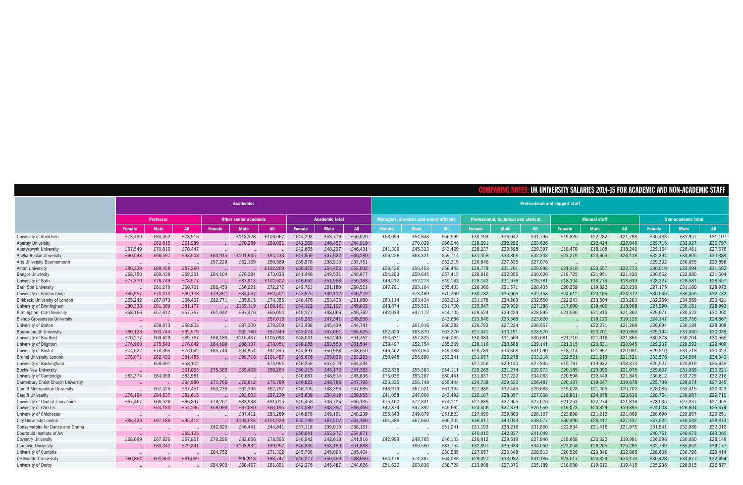# COMPARING NOTES: UK UNIVERSITY SALARIES 2014-15 FOR ACADEMIC AND NON-ACADEMIC STAFF

| | Academics | | | | | | | | | Professional and support staff | | | | | | | | | | | |
|---|---|---|---|---|---|---|---|---|---|---|---|---|---|---|---|---|---|---|---|---|---|
| | Professor | | | Other senior academic | | | Academic total | | | Managers, directors and senior officials | | | Professional, technical and clerical | | | Manual staff | | | Non-academic total | | |
| | Female | Male | All | Female | Male | All | Female | Male | All | Female | Male | All | Female | Male | All | Female | Male | All | Female | Male | All |
| University of Aberdeen | £73,489 | £80,452 | £78,916 | .. | £118,328 | £106,667 | £44,293 | £53,776 | £50,020 | £58,699 | £54,848 | £56,569 | £30,199 | £34,942 | £31,796 | £19,826 | £22,282 | £21,798 | £30,483 | £31,957 | £31,107 |
| Abertay University | .. | £62,015 | £61,989 | .. | £70,289 | £68,051 | £42,369 | £46,457 | £44,919 | .. | £70,029 | £66,046 | £28,291 | £32,296 | £29,626 | .. | £22,424 | £22,046 | £29,715 | £32,027 | £30,797 |
| Aberystwyth University | £67,549 | £70,810 | £70,447 | .. | .. | .. | £42,665 | £48,237 | £46,431 | £41,306 | £45,323 | £43,469 | £29,237 | £29,598 | £29,397 | £18,478 | £18,188 | £18,240 | £29,164 | £26,461 | £27,676 |
| Anglia Ruskin University | £60,548 | £66,597 | £63,908 | £83,915 | £101,945 | £94,433 | £44,959 | £47,622 | £46,280 | £56,226 | £63,321 | £59,714 | £31,458 | £33,808 | £32,343 | £23,279 | £24,663 | £24,118 | £32,394 | £34,805 | £33,389 |
| Arts University Bournemouth | .. | .. | .. | £57,229 | £62,169 | £60,589 | £35,978 | £38,913 | £37,751 | .. | .. | £52,219 | £26,846 | £27,535 | £27,076 | .. | .. | .. | £29,302 | £30,855 | £29,898 |
| Aston University | £80,329 | £89,458 | £87,260 | .. | .. | £162,269 | £50,475 | £54,453 | £53,032 | £56,426 | £56,453 | £56,443 | £28,779 | £31,761 | £29,898 | £21,310 | £23,557 | £22,773 | £30,019 | £33,494 | £31,592 |
| Bangor University | £68,750 | £69,439 | £69,301 | £64,104 | £76,384 | £73,035 | £41,446 | £49,531 | £45,677 | £54,293 | £59,645 | £57,415 | £29,616 | £32,355 | £30,626 | £19,725 | £21,951 | £21,420 | £30,552 | £32,680 | £31,504 |
| University of Bath | £77,370 | £78,749 | £78,577 | .. | £87,913 | £102,507 | £46,652 | £51,588 | £50,188 | £46,212 | £52,273 | £49,143 | £28,142 | £31,976 | £29,781 | £18,304 | £18,775 | £18,639 | £28,327 | £28,581 | £28,457 |
| Bath Spa University | .. | £61,270 | £60,701 | £82,453 | £66,921 | £72,277 | £49,763 | £51,180 | £50,521 | £47,701 | £63,164 | £55,433 | £26,366 | £31,571 | £28,435 | £20,959 | £19,822 | £20,230 | £27,175 | £31,180 | £28,973 |
| University of Bedfordshire | £65,957 | £70,410 | £69,138 | £79,891 | £84,067 | £82,501 | £43,875 | £49,112 | £46,279 | .. | £73,469 | £70,260 | £30,782 | £35,905 | £32,458 | £24,612 | £24,165 | £24,372 | £30,536 | £36,455 | £32,732 |
| Birkbeck, University of London | £65,242 | £67,073 | £66,407 | £62,771 | £85,015 | £74,356 | £48,476 | £53,428 | £51,080 | £63,114 | £63,434 | £63,312 | £31,178 | £34,283 | £32,560 | £22,243 | £23,604 | £23,283 | £32,259 | £34,589 | £33,421 |
| University of Birmingham | £80,328 | £81,389 | £81,177 | .. | £169,119 | £166,161 | £44,122 | £52,107 | £49,003 | £48,874 | £55,531 | £51,760 | £25,547 | £29,939 | £27,288 | £17,690 | £19,406 | £18,908 | £27,990 | £30,181 | £28,993 |
| Birmingham City University | £58,166 | £57,612 | £57,767 | £61,042 | £67,476 | £65,054 | £45,177 | £48,066 | £46,762 | £42,033 | £47,172 | £44,705 | £28,524 | £29,424 | £28,895 | £21,560 | £21,315 | £21,362 | £29,671 | £30,522 | £30,060 |
| Bishop Grosseteste University | .. | .. | .. | .. | .. | £57,016 | £45,263 | £47,341 | £45,956 | .. | .. | £43,686 | £23,646 | £23,568 | £23,620 | .. | £19,120 | £19,125 | £24,147 | £25,756 | £24,867 |
| University of Bolton | .. | £58,873 | £58,803 | .. | £87,300 | £79,209 | £43,438 | £45,439 | £44,741 | .. | £61,916 | £60,282 | £26,792 | £27,224 | £26,957 | .. | £22,271 | £21,268 | £26,694 | £30,184 | £28,308 |
| Bournemouth University | £60,126 | £63,744 | £62,579 | .. | £92,740 | £87,949 | £43,074 | £47,661 | £45,625 | £62,629 | £63,879 | £63,270 | £27,441 | £30,191 | £28,570 | .. | £20,701 | £20,659 | £29,194 | £31,060 | £30,038 |
| University of Bradford | £70,277 | £69,629 | £69,767 | £86,186 | £116,437 | £105,093 | £48,041 | £54,249 | £51,752 | £54,631 | £57,825 | £56,065 | £30,083 | £31,569 | £30,661 | £21,716 | £21,916 | £21,865 | £30,878 | £30,204 | £30,568 |
| University of Brighton | £76,960 | £75,542 | £76,042 | £64,189 | £86,137 | £78,051 | £48,985 | £53,553 | £51,544 | £58,497 | £52,754 | £55,269 | £28,116 | £30,588 | £29,141 | £21,315 | £20,831 | £20,945 | £29,237 | £29,592 | £29,409 |
| University of Bristol | £74,522 | £76,395 | £76,042 | £85,744 | £94,954 | £91,395 | £44,891 | £50,988 | £48,650 | £46,462 | £53,054 | £49,388 | £28,789 | £34,368 | £31,090 | £18,714 | £21,697 | £20,981 | £29,219 | £31,718 | £30,423 |
| Brunel University London | £76,071 | £82,432 | £81,485 | .. | £99,716 | £101,487 | £49,676 | £55,035 | £53,253 | £50,948 | £56,690 | £53,341 | £31,657 | £35,278 | £33,218 | £22,521 | £21,213 | £21,521 | £33,576 | £34,564 | £34,042 |
| University of Buckingham | .. | £58,091 | £58,102 | .. | .. | £74,951 | £40,259 | £47,270 | £44,344 | .. | .. | .. | £27,256 | £29,140 | £27,835 | £15,767 | £19,632 | £18,373 | £25,527 | £25,819 | £25,648 |
| Bucks New University | .. | .. | £61,053 | £75,386 | £59,468 | £69,264 | £50,115 | £45,172 | £47,383 | £52,838 | £55,383 | £54,111 | £29,265 | £31,274 | £29,973 | £20,185 | £23,095 | £21,975 | £29,607 | £31,089 | £30,221 |
| University of Cambridge | £83,374 | £84,099 | £83,981 | .. | .. | .. | £40,687 | £48,514 | £45,636 | £75,035 | £83,287 | £80,441 | £31,837 | £37,220 | £34,063 | £20,598 | £22,449 | £21,845 | £30,812 | £33,729 | £32,216 |
| Canterbury Christ Church University | .. | .. | £64,980 | £71,766 | £79,812 | £75,789 | £46,823 | £48,785 | £47,795 | £53,325 | £56,748 | £55,444 | £24,738 | £29,530 | £26,487 | £20,137 | £19,547 | £19,678 | £25,736 | £29,074 | £27,245 |
| Cardiff Metropolitan University | .. | £67,425 | £67,451 | £63,236 | £62,393 | £62,797 | £46,705 | £48,356 | £47,585 | £48,919 | £67,521 | £61,344 | £27,986 | £32,445 | £29,683 | £19,028 | £21,455 | £20,702 | £28,086 | £33,415 | £30,423 |
| Cardiff University | £76,194 | £84,537 | £82,615 | .. | £93,003 | £97,229 | £45,639 | £55,419 | £50,955 | £41,058 | £47,000 | £43,492 | £26,187 | £28,357 | £27,008 | £18,861 | £24,878 | £23,636 | £28,754 | £30,987 | £29,710 |
| University of Central Lancashire | £67,467 | £66,528 | £66,897 | £76,267 | £83,938 | £81,015 | £45,458 | £46,725 | £46,135 | £75,160 | £72,831 | £74,112 | £27,688 | £27,655 | £27,676 | £21,253 | £22,274 | £21,816 | £28,035 | £27,837 | £27,958 |
| University of Chester | .. | £54,180 | £54,295 | £58,096 | £67,080 | £63,195 | £44,580 | £48,387 | £46,466 | £42,874 | £47,892 | £45,662 | £24,506 | £27,379 | £25,550 | £19,073 | £20,324 | £19,895 | £24,608 | £26,604 | £25,474 |
| University of Chichester | .. | .. | .. | .. | £87,412 | £83,289 | £46,878 | £49,191 | £48,239 | £55,843 | £49,679 | £51,823 | £27,090 | £29,803 | £28,127 | £23,898 | £21,212 | £21,869 | £28,690 | £29,857 | £29,251 |
| City University London | £88,426 | £97,186 | £95,412 | .. | £104,583 | £101,926 | £55,790 | £67,502 | £63,186 | £61,388 | £67,950 | £65,302 | £36,617 | £40,043 | £38,077 | £30,496 | £26,417 | £27,437 | £37,522 | £40,442 | £38,873 |
| Conservatoire for Dance and Drama | .. | .. | .. | £42,625 | £46,441 | £44,841 | £37,118 | £39,010 | £38,137 | .. | .. | £51,041 | £31,193 | £33,216 | £31,800 | £22,534 | £21,416 | £21,975 | £31,541 | £32,989 | £32,012 |
| Courtauld Institute of Art | .. | .. | £68,125 | .. | .. | .. | £56,041 | £53,277 | £54,971 | .. | .. | .. | £40,010 | £42,837 | £41,049 | .. | .. | .. | £40,751 | £46,473 | £43,060 |
| Coventry University | £68,099 | £67,626 | £67,851 | £70,296 | £82,656 | £78,595 | £40,942 | £42,618 | £41,916 | £42,999 | £48,765 | £46,103 | £26,912 | £29,619 | £27,840 | £19,668 | £20,322 | £19,981 | £26,996 | £30,080 | £28,148 |
| Cranfield University | .. | £80,342 | £79,841 | .. | £103,932 | £99,957 | £46,885 | £53,180 | £51,888 | .. | £86,560 | £83,754 | £32,897 | £35,634 | £34,050 | £23,058 | £26,265 | £25,295 | £32,739 | £35,852 | £34,177 |
| University of Cumbria | .. | .. | .. | £64,752 | .. | £71,302 | £45,708 | £45,093 | £45,404 | .. | .. | £80,585 | £27,657 | £30,348 | £28,513 | £20,526 | £23,846 | £22,865 | £28,605 | £30,796 | £29,414 |
| De Montfort University | £60,854 | £61,860 | £61,669 | .. | £95,913 | £93,747 | £46,277 | £50,459 | £48,686 | £54,176 | £74,387 | £64,083 | £29,027 | £33,982 | £31,186 | £23,517 | £24,329 | £24,170 | £30,428 | £34,677 | £32,494 |
| University of Derby | .. | .. | .. | £54,902 | £68,457 | £61,891 | £42,276 | £45,487 | £44,026 | £51,620 | £63,836 | £58,728 | £23,908 | £27,370 | £25,189 | £18,080 | £19,610 | £19,415 | £25,236 | £28,915 | £26,877 |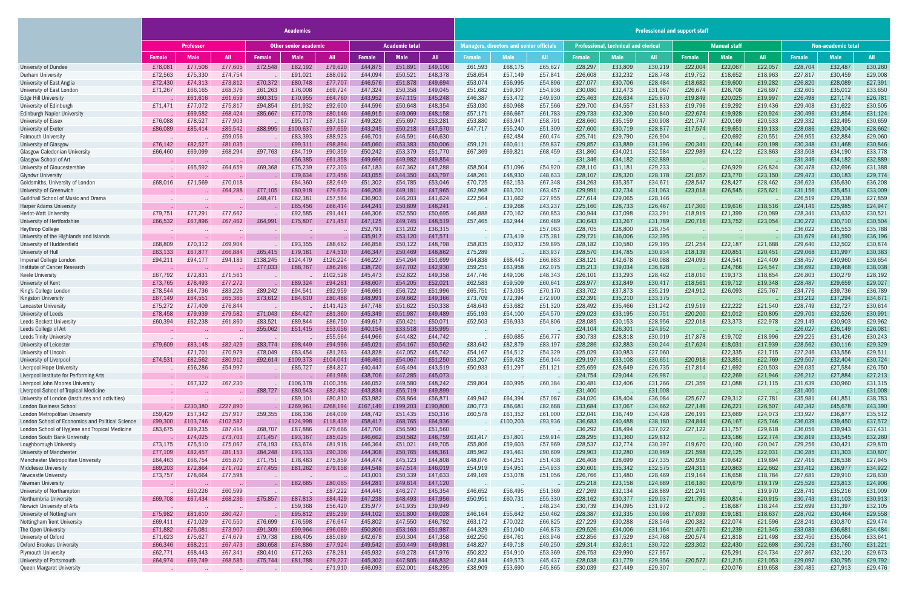| | Academics | | | | | | | | | Professional and support staff | | | | | | | | | | | |
|---|---|---|---|---|---|---|---|---|---|---|---|---|---|---|---|---|---|---|---|---|---|
| | Professor | | | Other senior academic | | | Academic total | | | Managers, directors and senior officials | | | Professional, technical and clerical | | | Manual staff | | | Non-academic total | | |
| | Female | Male | All | Female | Male | All | Female | Male | All | Female | Male | All | Female | Male | All | Female | Male | All | Female | Male | All |
| University of Dundee | £78,081 | £77,506 | £77,605 | £72,548 | £82,192 | £79,620 | £44,875 | £51,891 | £49,106 | £61,593 | £68,175 | £65,627 | £28,297 | £33,809 | £30,219 | £22,004 | £22,067 | £22,057 | £28,704 | £32,487 | £30,260 |
| Durham University | £72,563 | £75,330 | £74,754 | .. | £91,021 | £88,092 | £44,094 | £50,521 | £48,378 | £58,654 | £57,149 | £57,841 | £26,608 | £32,232 | £28,748 | £19,752 | £18,652 | £18,963 | £27,817 | £30,459 | £29,008 |
| University of East Anglia | £72,430 | £74,313 | £73,812 | £70,372 | £80,748 | £77,707 | £46,576 | £51,878 | £49,694 | £53,074 | £56,995 | £54,896 | £27,077 | £30,706 | £28,484 | £18,682 | £19,600 | £19,282 | £26,820 | £28,089 | £27,391 |
| University of East London | £71,267 | £66,165 | £68,376 | £61,263 | £76,008 | £69,724 | £47,324 | £50,358 | £49,045 | £51,682 | £59,307 | £54,936 | £30,080 | £32,473 | £31,067 | £26,674 | £26,708 | £26,697 | £32,605 | £35,012 | £33,650 |
| Edge Hill University | .. | £61,616 | £61,659 | £60,315 | £70,955 | £64,760 | £43,952 | £47,115 | £45,248 | £46,387 | £53,472 | £49,930 | £25,463 | £26,634 | £25,870 | £19,849 | £20,025 | £19,997 | £26,498 | £27,174 | £26,781 |
| University of Edinburgh | £71,471 | £77,072 | £75,817 | £94,854 | £91,932 | £92,600 | £44,596 | £50,648 | £48,354 | £53,030 | £60,968 | £57,566 | £29,700 | £34,557 | £31,833 | £19,796 | £19,292 | £19,436 | £29,408 | £31,622 | £30,505 |
| Edinburgh Napier University | .. | £69,582 | £68,424 | £85,667 | £77,078 | £80,146 | £46,915 | £49,069 | £48,158 | £57,171 | £66,667 | £61,783 | £29,733 | £32,309 | £30,840 | £22,674 | £19,928 | £20,924 | £30,496 | £31,854 | £31,124 |
| University of Essex | £76,088 | £78,527 | £77,903 | .. | £95,717 | £87,167 | £49,326 | £55,697 | £53,281 | £53,880 | £63,947 | £58,791 | £28,660 | £35,159 | £30,908 | £21,747 | £20,169 | £20,533 | £29,332 | £32,495 | £30,659 |
| University of Exeter | £86,089 | £85,414 | £85,542 | £88,995 | £100,637 | £97,659 | £43,245 | £50,218 | £47,570 | £47,717 | £55,240 | £51,309 | £27,600 | £30,719 | £28,877 | £17,574 | £19,651 | £19,133 | £28,086 | £29,304 | £28,662 |
| Falmouth University | .. | .. | £59,056 | .. | £83,393 | £88,923 | £46,701 | £46,591 | £46,630 | .. | £62,484 | £60,474 | £25,741 | £29,790 | £26,904 | .. | £20,692 | £20,551 | £26,955 | £32,884 | £29,060 |
| University of Glasgow | £76,142 | £82,527 | £81,035 | .. | £99,311 | £98,894 | £45,060 | £53,383 | £50,006 | £59,121 | £60,611 | £59,837 | £29,857 | £33,889 | £31,396 | £20,341 | £20,144 | £20,198 | £30,348 | £31,468 | £30,846 |
| Glasgow Caledonian University | £66,460 | £69,099 | £68,294 | £97,763 | £84,719 | £90,359 | £50,242 | £53,379 | £51,770 | £67,369 | £69,821 | £68,459 | £31,860 | £34,021 | £32,584 | £22,989 | £24,122 | £23,863 | £33,508 | £34,190 | £33,778 |
| Glasgow School of Art | .. | .. | .. | .. | £56,385 | £61,358 | £49,666 | £49,982 | £49,854 | .. | .. | .. | £31,346 | £34,182 | £32,889 | .. | .. | .. | £31,346 | £34,182 | £32,889 |
| University of Gloucestershire | .. | £65,592 | £64,659 | £69,368 | £75,239 | £72,303 | £47,183 | £47,362 | £47,288 | £58,504 | £51,096 | £54,920 | £28,110 | £31,181 | £29,233 | .. | £26,929 | £26,824 | £30,478 | £32,696 | £31,388 |
| Glyndwr University | .. | .. | .. | .. | £79,634 | £73,456 | £43,055 | £44,350 | £43,797 | £48,261 | £48,930 | £48,633 | £28,107 | £28,320 | £28,178 | £21,057 | £23,770 | £23,150 | £29,473 | £30,183 | £29,774 |
| Goldsmiths, University of London | £68,016 | £71,569 | £70,018 | .. | £84,360 | £82,649 | £51,302 | £54,785 | £53,046 | £70,725 | £62,153 | £67,348 | £34,263 | £35,357 | £34,671 | £28,547 | £28,427 | £28,462 | £36,623 | £35,630 | £36,208 |
| University of Greenwich | .. | .. | £64,288 | £77,105 | £80,918 | £79,673 | £46,208 | £49,181 | £47,965 | £62,968 | £63,701 | £63,457 | £29,991 | £32,734 | £31,063 | £23,018 | £26,545 | £25,621 | £31,156 | £35,451 | £33,009 |
| Guildhall School of Music and Drama | .. | .. | .. | £48,471 | £62,381 | £57,584 | £36,903 | £46,203 | £41,624 | £22,564 | £31,662 | £27,955 | £27,614 | £29,065 | £28,146 | .. | .. | .. | £26,519 | £29,338 | £27,859 |
| Harper Adams University | .. | .. | .. | .. | £65,456 | £66,414 | £44,241 | £50,809 | £48,241 | .. | £39,268 | £43,237 | £25,160 | £28,733 | £26,467 | £17,300 | £19,616 | £18,516 | £24,141 | £25,985 | £24,947 |
| Heriot-Watt University | £79,751 | £77,291 | £77,662 | .. | £92,585 | £91,441 | £46,306 | £52,550 | £50,695 | £46,888 | £70,162 | £60,853 | £30,944 | £37,098 | £33,291 | £18,919 | £21,399 | £20,089 | £28,341 | £33,632 | £30,521 |
| University of Hertfordshire | £66,532 | £67,896 | £67,462 | £64,991 | £75,807 | £71,457 | £47,125 | £49,745 | £48,519 | £57,465 | £62,944 | £60,489 | £30,643 | £33,267 | £31,789 | £20,716 | £23,752 | £23,054 | £30,272 | £30,710 | £30,504 |
| Heythrop College | .. | .. | .. | .. | .. | .. | £52,791 | £31,202 | £36,315 | .. | .. | £57,063 | £28,705 | £28,800 | £28,754 | .. | .. | .. | £36,022 | £35,553 | £35,788 |
| University of the Highlands and Islands | .. | .. | .. | .. | .. | .. | £35,917 | £53,120 | £47,571 | .. | £73,419 | £75,381 | £29,721 | £36,006 | £32,395 | .. | .. | .. | £31,679 | £41,590 | £36,196 |
| University of Huddersfield | £68,809 | £70,312 | £69,904 | .. | £93,355 | £88,662 | £46,858 | £50,122 | £48,798 | £58,835 | £60,932 | £59,895 | £28,182 | £30,580 | £29,195 | £21,254 | £22,187 | £21,688 | £29,640 | £32,502 | £30,874 |
| University of Hull | £63,133 | £67,877 | £66,884 | £65,415 | £79,181 | £74,510 | £46,347 | £50,469 | £48,862 | £75,289 | .. | £83,937 | £28,570 | £34,785 | £30,934 | £18,139 | £20,851 | £20,451 | £29,068 | £31,997 | £30,383 |
| Imperial College London | £94,211 | £94,177 | £94,183 | £138,245 | £124,479 | £126,224 | £46,227 | £54,264 | £51,699 | £64,838 | £68,443 | £66,883 | £38,121 | £42,678 | £40,088 | £24,093 | £24,541 | £24,409 | £38,457 | £40,960 | £39,654 |
| Institute of Cancer Research | .. | .. | .. | £77,033 | £88,767 | £86,296 | £38,720 | £47,702 | £42,930 | £59,251 | £63,958 | £62,075 | £35,213 | £39,034 | £36,828 | .. | £24,766 | £24,547 | £36,692 | £39,468 | £38,038 |
| Keele University | £67,792 | £72,831 | £71,561 | .. | .. | £102,528 | £45,473 | £52,822 | £49,358 | £47,746 | £49,106 | £48,343 | £26,101 | £33,293 | £28,462 | £18,010 | £19,373 | £18,854 | £26,803 | £30,279 | £28,192 |
| University of Kent | £73,765 | £78,493 | £77,272 | .. | £89,324 | £94,261 | £48,607 | £54,205 | £52,021 | £62,583 | £59,509 | £60,641 | £28,977 | £32,849 | £30,417 | £18,561 | £19,712 | £19,348 | £28,487 | £29,659 | £29,027 |
| King's College London | £78,544 | £84,736 | £83,226 | £89,242 | £94,541 | £92,959 | £46,661 | £56,722 | £51,996 | £65,751 | £73,035 | £70,170 | £33,702 | £37,873 | £35,219 | £24,912 | £26,093 | £25,767 | £34,776 | £39,736 | £36,789 |
| Kingston University | £67,149 | £64,551 | £65,365 | £73,612 | £84,610 | £80,486 | £48,991 | £49,662 | £49,366 | £73,709 | £72,394 | £72,900 | £32,391 | £35,210 | £33,375 | .. | .. | .. | £33,212 | £37,294 | £34,671 |
| Lancaster University | £75,272 | £77,409 | £76,844 | .. | .. | £141,423 | £47,748 | £51,622 | £50,338 | £48,643 | £53,682 | £51,320 | £28,492 | £35,466 | £31,242 | £19,519 | £22,222 | £21,540 | £28,749 | £32,727 | £30,614 |
| University of Leeds | £78,458 | £79,939 | £79,582 | £71,043 | £84,427 | £81,360 | £45,349 | £51,987 | £49,489 | £55,193 | £54,100 | £54,570 | £29,023 | £33,195 | £30,751 | £20,200 | £21,012 | £20,805 | £29,701 | £32,526 | £30,991 |
| Leeds Beckett University | £60,394 | £62,238 | £61,860 | £83,521 | £89,844 | £86,750 | £49,617 | £50,421 | £50,071 | £52,503 | £56,933 | £54,806 | £28,085 | £30,153 | £28,956 | £22,018 | £23,373 | £22,978 | £29,149 | £30,903 | £29,962 |
| Leeds College of Art | .. | .. | .. | £55,062 | £51,415 | £53,056 | £40,154 | £33,518 | £35,995 | .. | .. | .. | £24,104 | £26,301 | £24,952 | .. | .. | .. | £26,027 | £26,149 | £26,081 |
| Leeds Trinity University | .. | .. | .. | .. | .. | £55,564 | £44,966 | £44,482 | £44,742 | .. | £60,685 | £56,777 | £30,733 | £28,818 | £30,019 | £17,878 | £19,702 | £18,996 | £29,225 | £31,426 | £30,243 |
| University of Leicester | £79,609 | £83,148 | £82,429 | £83,774 | £98,449 | £94,996 | £45,021 | £54,167 | £50,562 | £83,642 | £82,879 | £83,197 | £28,286 | £32,883 | £30,244 | £17,624 | £18,031 | £17,939 | £28,562 | £30,116 | £29,329 |
| University of Lincoln | .. | £71,701 | £70,979 | £78,049 | £83,454 | £81,263 | £43,828 | £47,052 | £45,742 | £54,167 | £54,512 | £54,329 | £25,029 | £30,983 | £27,060 | .. | £22,335 | £21,715 | £27,246 | £33,556 | £29,511 |
| University of Liverpool | £74,531 | £82,562 | £80,912 | £92,614 | £109,373 | £104,041 | £46,461 | £54,067 | £51,250 | £53,207 | £59,428 | £56,144 | £29,197 | £33,108 | £30,651 | £20,918 | £23,851 | £22,769 | £29,507 | £32,404 | £30,724 |
| Liverpool Hope University | .. | £56,286 | £54,997 | .. | £85,727 | £84,827 | £40,447 | £46,494 | £43,519 | £50,933 | £51,297 | £51,121 | £25,659 | £28,649 | £26,735 | £17,814 | £21,692 | £20,503 | £26,035 | £27,584 | £26,750 |
| Liverpool Institute for Performing Arts | .. | .. | .. | .. | .. | £61,968 | £38,706 | £47,285 | £45,073 | .. | .. | .. | £24,754 | £29,044 | £26,987 | .. | £22,269 | £21,946 | £26,212 | £27,884 | £27,213 |
| Liverpool John Moores University | .. | £67,322 | £67,230 | .. | £106,378 | £100,358 | £46,052 | £49,580 | £48,242 | £59,804 | £60,995 | £60,384 | £30,481 | £32,406 | £31,266 | £21,359 | £21,088 | £21,115 | £31,639 | £30,960 | £31,315 |
| Liverpool School of Tropical Medicine | .. | .. | .. | £88,727 | £80,543 | £82,482 | £43,834 | £55,719 | £49,899 | .. | .. | .. | £31,400 | .. | £31,008 | .. | .. | .. | £31,400 | .. | £31,008 |
| University of London (institutes and activities) | .. | .. | .. | .. | £89,101 | £80,810 | £53,982 | £58,864 | £56,871 | £49,942 | £64,394 | £57,087 | £34,020 | £38,404 | £36,084 | £25,677 | £29,312 | £27,781 | £35,981 | £41,851 | £38,783 |
| London Business School | .. | £230,380 | £227,890 | .. | £269,961 | £268,194 | £167,149 | £199,203 | £190,800 | £80,773 | £86,681 | £82,688 | £33,684 | £37,067 | £34,662 | £27,149 | £26,221 | £26,507 | £42,342 | £45,678 | £43,390 |
| London Metropolitan University | £59,429 | £57,342 | £57,917 | £59,355 | £66,336 | £64,009 | £48,742 | £51,435 | £50,316 | £60,578 | £61,352 | £61,000 | £32,041 | £36,749 | £34,428 | £26,191 | £23,669 | £24,073 | £33,927 | £38,877 | £35,512 |
| London School of Economics and Political Science | £99,300 | £103,746 | £102,582 | .. | £124,998 | £118,439 | £58,417 | £68,765 | £64,936 | .. | £100,253 | £93,936 | £36,683 | £40,488 | £38,180 | £24,844 | £26,167 | £25,746 | £36,039 | £39,450 | £37,572 |
| London School of Hygiene and Tropical Medicine | £83,675 | £89,235 | £87,414 | £68,707 | £87,886 | £79,666 | £47,706 | £56,590 | £51,560 | .. | .. | .. | £36,292 | £38,494 | £37,022 | £27,122 | £31,757 | £29,618 | £36,056 | £39,943 | £37,431 |
| London South Bank University | .. | £74,025 | £73,703 | £71,457 | £93,167 | £85,025 | £46,662 | £50,582 | £48,759 | £63,417 | £57,801 | £59,914 | £28,295 | £31,360 | £29,812 | .. | £23,186 | £22,774 | £30,819 | £33,545 | £32,260 |
| Loughborough University | £73,175 | £75,510 | £75,067 | £74,193 | £83,674 | £81,918 | £46,364 | £51,021 | £49,705 | £55,806 | £59,603 | £57,969 | £28,537 | £32,774 | £30,397 | £19,670 | £20,160 | £20,047 | £29,256 | £30,421 | £29,870 |
| University of Manchester | £77,109 | £82,457 | £81,153 | £84,248 | £93,133 | £90,306 | £44,308 | £50,765 | £48,361 | £85,962 | £93,461 | £90,609 | £29,903 | £32,280 | £30,989 | £21,598 | £22,125 | £22,031 | £30,285 | £31,303 | £30,807 |
| Manchester Metropolitan University | £64,463 | £66,754 | £65,870 | £71,751 | £78,483 | £75,859 | £44,474 | £45,123 | £44,808 | £48,076 | £54,251 | £51,438 | £26,408 | £28,699 | £27,335 | £20,938 | £19,642 | £19,894 | £27,416 | £28,538 | £27,945 |
| Middlesex University | £69,203 | £72,864 | £71,702 | £77,455 | £81,262 | £79,158 | £44,548 | £47,514 | £46,019 | £54,919 | £54,951 | £54,933 | £30,601 | £35,342 | £32,575 | £24,311 | £20,863 | £22,662 | £33,412 | £36,977 | £34,922 |
| Newcastle University | £73,757 | £78,664 | £77,598 | .. | .. | .. | £43,001 | £50,339 | £47,633 | £49,169 | £53,078 | £51,056 | £26,766 | £31,480 | £28,469 | £19,164 | £18,658 | £18,784 | £27,681 | £29,910 | £28,630 |
| Newman University | .. | .. | .. | .. | £82,685 | £80,065 | £44,281 | £49,614 | £47,120 | .. | .. | .. | £25,218 | £23,158 | £24,689 | £16,180 | £20,679 | £19,179 | £25,526 | £23,813 | £24,906 |
| University of Northampton | .. | £60,226 | £60,599 | .. | .. | £87,222 | £44,445 | £46,277 | £45,354 | £46,652 | £56,495 | £51,369 | £27,269 | £32,134 | £28,889 | £21,241 | .. | £19,970 | £28,741 | £35,216 | £31,009 |
| Northumbria University | £69,708 | £67,434 | £68,236 | £75,857 | £87,813 | £84,429 | £47,238 | £48,493 | £47,956 | £50,951 | £60,731 | £55,330 | £28,162 | £30,377 | £29,037 | £21,796 | £20,814 | £21,059 | £29,172 | £33,103 | £30,913 |
| Norwich University of Arts | .. | .. | .. | .. | £59,368 | £56,420 | £35,977 | £41,935 | £39,949 | .. | .. | £48,234 | £30,739 | £34,095 | £31,972 | .. | £18,687 | £18,244 | £32,699 | £31,397 | £32,105 |
| University of Nottingham | £75,982 | £81,610 | £80,427 | .. | £95,812 | £95,239 | £44,102 | £51,800 | £49,028 | £46,164 | £55,642 | £50,462 | £28,387 | £32,335 | £30,098 | £17,039 | £19,181 | £18,637 | £28,702 | £30,464 | £29,558 |
| Nottingham Trent University | £69,411 | £71,029 | £70,550 | £76,699 | £76,598 | £76,647 | £45,802 | £47,550 | £46,792 | £63,172 | £70,022 | £66,825 | £27,229 | £30,288 | £28,546 | £20,382 | £22,074 | £21,596 | £28,241 | £30,870 | £29,474 |
| The Open University | £71,882 | £75,081 | £73,907 | £91,309 | £99,964 | £96,069 | £50,806 | £53,163 | £51,987 | £44,329 | £51,040 | £46,873 | £29,526 | £34,006 | £31,164 | £21,475 | £21,239 | £21,345 | £33,083 | £36,681 | £34,484 |
| University of Oxford | £71,623 | £75,627 | £74,679 | £79,738 | £86,405 | £85,089 | £42,678 | £50,304 | £47,358 | £62,250 | £64,761 | £63,946 | £32,856 | £37,529 | £34,768 | £20,574 | £21,818 | £21,498 | £32,450 | £35,064 | £33,641 |
| Oxford Brookes University | £66,346 | £68,211 | £67,473 | £80,658 | £74,886 | £77,924 | £49,542 | £50,449 | £49,981 | £48,827 | £49,718 | £49,250 | £29,314 | £32,611 | £30,722 | £23,302 | £22,430 | £22,698 | £30,726 | £31,760 | £31,221 |
| Plymouth University | £62,771 | £68,443 | £67,341 | £80,410 | £77,263 | £78,281 | £45,932 | £49,278 | £47,976 | £50,822 | £54,910 | £53,369 | £26,753 | £29,990 | £27,957 | .. | £25,291 | £24,734 | £27,867 | £32,120 | £29,673 |
| University of Portsmouth | £64,974 | £69,749 | £68,585 | £75,744 | £81,788 | £79,227 | £45,302 | £47,805 | £46,832 | £42,844 | £49,573 | £45,437 | £28,038 | £31,779 | £29,356 | £20,577 | £21,215 | £21,053 | £29,097 | £30,795 | £29,792 |
| Queen Margaret University | .. | .. | .. | .. | .. | £71,910 | £46,093 | £52,001 | £48,295 | £38,909 | £53,690 | £45,865 | £30,039 | £27,449 | £29,307 | .. | £20,076 | £19,658 | £30,485 | £27,913 | £29,476 |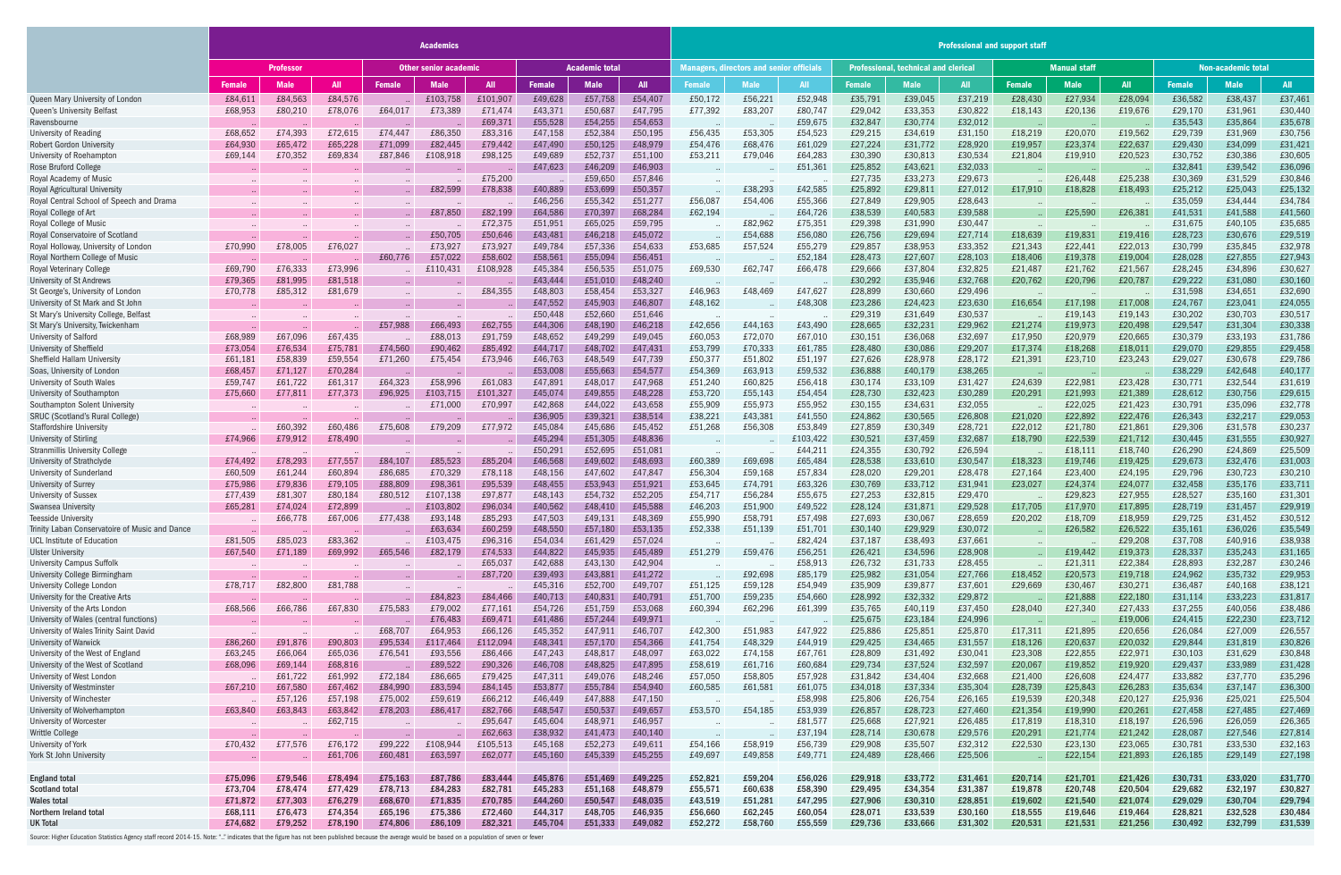| | Academics | | | | | | | | | Professional and support staff | | | | | | | | | | | |
|---|---|---|---|---|---|---|---|---|---|---|---|---|---|---|---|---|---|---|---|---|---|
| | Professor | | | Other senior academic | | | Academic total | | | Managers, directors and senior officials | | | Professional, technical and clerical | | | Manual staff | | | Non-academic total | | |
| | Female | Male | All | Female | Male | All | Female | Male | All | Female | Male | All | Female | Male | All | Female | Male | All | Female | Male | All |
| Queen Mary University of London | £84,611 | £84,563 | £84,576 | .. | £103,758 | £101,907 | £49,628 | £57,758 | £54,407 | £50,172 | £56,221 | £52,948 | £35,791 | £39,045 | £37,219 | £28,430 | £27,934 | £28,094 | £36,582 | £38,437 | £37,461 |
| Queen's University Belfast | £68,953 | £80,210 | £78,076 | £64,017 | £73,389 | £71,474 | £43,371 | £50,687 | £47,795 | £77,392 | £83,207 | £80,747 | £29,042 | £33,353 | £30,822 | £18,143 | £20,136 | £19,676 | £29,170 | £31,961 | £30,440 |
| Ravensbourne | .. | .. | .. | .. | .. | £69,371 | £55,528 | £54,255 | £54,653 | .. | .. | £59,675 | £32,847 | £30,774 | £32,012 | .. | .. | .. | £35,543 | £35,864 | £35,678 |
| University of Reading | £68,652 | £74,393 | £72,615 | £74,447 | £86,350 | £83,316 | £47,158 | £52,384 | £50,195 | £56,435 | £53,305 | £54,523 | £29,215 | £34,619 | £31,150 | £18,219 | £20,070 | £19,562 | £29,739 | £31,969 | £30,756 |
| Robert Gordon University | £64,930 | £65,472 | £65,228 | £71,099 | £82,445 | £79,442 | £47,490 | £50,125 | £48,979 | £54,476 | £68,476 | £61,029 | £27,224 | £31,772 | £28,920 | £19,957 | £23,374 | £22,637 | £29,430 | £34,099 | £31,421 |
| University of Roehampton | £69,144 | £70,352 | £69,834 | £87,846 | £108,918 | £98,125 | £49,689 | £52,737 | £51,100 | £53,211 | £79,046 | £64,283 | £30,390 | £30,813 | £30,534 | £21,804 | £19,910 | £20,523 | £30,752 | £30,386 | £30,605 |
| Rose Bruford College | .. | .. | .. | .. | .. | .. | £47,623 | £46,209 | £46,903 | .. | .. | £51,361 | £25,852 | £43,621 | £32,033 | .. | .. | .. | £32,841 | £39,542 | £36,096 |
| Royal Academy of Music | .. | .. | .. | .. | .. | £75,200 | .. | £59,650 | £57,846 | .. | .. | .. | £27,735 | £33,273 | £29,673 | .. | £26,448 | £25,238 | £30,369 | £31,529 | £30,846 |
| Royal Agricultural University | .. | .. | .. | .. | £82,599 | £78,838 | £40,889 | £53,699 | £50,357 | .. | £38,293 | £42,585 | £25,892 | £29,811 | £27,012 | £17,910 | £18,828 | £18,493 | £25,212 | £25,043 | £25,132 |
| Royal Central School of Speech and Drama | .. | .. | .. | .. | .. | .. | £46,256 | £55,342 | £51,277 | £56,087 | £54,406 | £55,366 | £27,849 | £29,905 | £28,643 | .. | .. | .. | £35,059 | £34,444 | £34,784 |
| Royal College of Art | .. | .. | .. | .. | £87,850 | £82,199 | £64,586 | £70,397 | £68,284 | £62,194 | .. | £64,726 | £38,539 | £40,583 | £39,588 | .. | £25,590 | £26,381 | £41,531 | £41,588 | £41,560 |
| Royal College of Music | .. | .. | .. | .. | .. | £72,375 | £51,951 | £65,025 | £59,795 | .. | £82,962 | £75,351 | £29,398 | £31,990 | £30,447 | .. | .. | .. | £31,675 | £40,105 | £35,685 |
| Royal Conservatoire of Scotland | .. | .. | .. | .. | £50,705 | £50,646 | £43,481 | £46,218 | £45,072 | .. | £54,688 | £56,080 | £26,756 | £29,694 | £27,714 | £18,639 | £19,831 | £19,416 | £28,723 | £30,676 | £29,519 |
| Royal Holloway, University of London | £70,990 | £78,005 | £76,027 | .. | £73,927 | £73,927 | £49,784 | £57,336 | £54,633 | £53,685 | £57,524 | £55,279 | £29,857 | £38,953 | £33,352 | £21,343 | £22,441 | £22,013 | £30,799 | £35,845 | £32,978 |
| Royal Northern College of Music | .. | .. | .. | £60,776 | £57,022 | £58,602 | £58,561 | £55,094 | £56,451 | .. | .. | £52,184 | £28,473 | £27,607 | £28,103 | £18,406 | £19,378 | £19,004 | £28,028 | £27,855 | £27,943 |
| Royal Veterinary College | £69,790 | £76,333 | £73,996 | .. | £110,431 | £108,928 | £45,384 | £56,535 | £51,075 | £69,530 | £62,747 | £66,478 | £29,666 | £37,804 | £32,825 | £21,487 | £21,762 | £21,567 | £28,245 | £34,896 | £30,627 |
| University of St Andrews | £79,365 | £81,995 | £81,518 | .. | .. | .. | £43,444 | £51,010 | £48,240 | .. | .. | .. | £30,292 | £35,946 | £32,768 | £20,762 | £20,796 | £20,787 | £29,222 | £31,080 | £30,160 |
| St George's, University of London | £70,778 | £85,312 | £81,679 | .. | .. | £84,355 | £48,803 | £58,454 | £53,327 | £46,963 | £48,469 | £47,627 | £28,899 | £30,660 | £29,496 | .. | .. | .. | £31,598 | £34,651 | £32,690 |
| University of St Mark and St John | .. | .. | .. | .. | .. | .. | £47,552 | £45,903 | £46,807 | £48,162 | .. | £48,308 | £23,286 | £24,423 | £23,630 | £16,654 | £17,198 | £17,008 | £24,767 | £23,041 | £24,055 |
| St Mary's University College, Belfast | .. | .. | .. | .. | .. | .. | £50,448 | £52,660 | £51,646 | .. | .. | .. | £29,319 | £31,649 | £30,537 | .. | £19,143 | £19,143 | £30,202 | £30,703 | £30,517 |
| St Mary's University, Twickenham | .. | .. | .. | £57,988 | £66,493 | £62,755 | £44,306 | £48,190 | £46,218 | £42,656 | £44,163 | £43,490 | £28,665 | £32,231 | £29,962 | £21,274 | £19,973 | £20,498 | £29,547 | £31,304 | £30,338 |
| University of Salford | £68,989 | £67,096 | £67,435 | .. | £88,013 | £91,759 | £48,652 | £49,299 | £49,045 | £60,053 | £72,070 | £67,010 | £30,151 | £36,068 | £32,697 | £17,950 | £20,979 | £20,665 | £30,379 | £33,193 | £31,786 |
| University of Sheffield | £73,054 | £76,534 | £75,781 | £74,560 | £90,462 | £85,492 | £44,717 | £48,702 | £47,431 | £53,799 | £70,333 | £61,785 | £28,480 | £30,086 | £29,207 | £17,374 | £18,268 | £18,011 | £29,070 | £29,855 | £29,458 |
| Sheffield Hallam University | £61,181 | £58,839 | £59,554 | £71,260 | £75,454 | £73,946 | £46,763 | £48,549 | £47,739 | £50,377 | £51,802 | £51,197 | £27,626 | £28,978 | £28,172 | £21,391 | £23,710 | £23,243 | £29,027 | £30,678 | £29,786 |
| Soas, University of London | £68,457 | £71,127 | £70,284 | .. | .. | .. | £53,008 | £55,663 | £54,577 | £54,369 | £63,913 | £59,532 | £36,888 | £40,179 | £38,265 | .. | .. | .. | £38,229 | £42,648 | £40,177 |
| University of South Wales | £59,747 | £61,722 | £61,317 | £64,323 | £58,996 | £61,083 | £47,891 | £48,017 | £47,968 | £51,240 | £60,825 | £56,418 | £30,174 | £33,109 | £31,427 | £24,639 | £22,981 | £23,428 | £30,771 | £32,544 | £31,619 |
| University of Southampton | £75,660 | £77,811 | £77,373 | £96,925 | £103,715 | £101,327 | £45,074 | £49,855 | £48,228 | £53,720 | £55,143 | £54,454 | £28,730 | £32,423 | £30,289 | £20,291 | £21,993 | £21,389 | £28,612 | £30,756 | £29,615 |
| Southampton Solent University | .. | .. | .. | .. | £71,000 | £70,997 | £42,868 | £44,022 | £43,658 | £55,909 | £55,973 | £55,952 | £30,155 | £34,631 | £32,055 | .. | £22,025 | £21,423 | £30,791 | £35,096 | £32,778 |
| SRUC (Scotland's Rural College) | .. | .. | .. | .. | .. | .. | £36,905 | £39,321 | £38,514 | £38,221 | £43,381 | £41,550 | £24,862 | £30,565 | £26,808 | £21,020 | £22,892 | £22,476 | £26,343 | £32,217 | £29,053 |
| Staffordshire University | .. | £60,392 | £60,486 | £75,608 | £79,209 | £77,972 | £45,084 | £45,686 | £45,452 | £51,268 | £56,308 | £53,849 | £27,859 | £30,349 | £28,721 | £22,012 | £21,780 | £21,861 | £29,306 | £31,578 | £30,237 |
| University of Stirling | £74,966 | £79,912 | £78,490 | .. | .. | .. | £45,294 | £51,305 | £48,836 | .. | .. | £103,422 | £30,521 | £37,459 | £32,687 | £18,790 | £22,539 | £21,712 | £30,445 | £31,555 | £30,927 |
| Stranmillis University College | .. | .. | .. | .. | .. | .. | £50,291 | £52,695 | £51,081 | .. | .. | £44,211 | £24,355 | £30,792 | £26,594 | .. | £18,111 | £18,740 | £26,290 | £24,869 | £25,509 |
| University of Strathclyde | £74,492 | £78,293 | £77,557 | £84,107 | £85,523 | £85,204 | £46,568 | £49,602 | £48,693 | £60,389 | £69,698 | £65,484 | £28,538 | £33,610 | £30,547 | £18,323 | £19,746 | £19,425 | £29,673 | £32,476 | £31,003 |
| University of Sunderland | £60,509 | £61,244 | £60,894 | £86,685 | £70,329 | £78,118 | £48,156 | £47,602 | £47,847 | £56,304 | £59,168 | £57,834 | £28,020 | £29,201 | £28,478 | £27,164 | £23,400 | £24,195 | £29,796 | £30,723 | £30,210 |
| University of Surrey | £75,986 | £79,836 | £79,105 | £88,809 | £98,361 | £95,539 | £48,455 | £53,943 | £51,921 | £53,645 | £74,791 | £63,326 | £30,769 | £33,712 | £31,941 | £23,027 | £24,374 | £24,077 | £32,458 | £35,176 | £33,711 |
| University of Sussex | £77,439 | £81,307 | £80,184 | £80,512 | £107,138 | £97,877 | £48,143 | £54,732 | £52,205 | £54,717 | £56,284 | £55,675 | £27,253 | £32,815 | £29,470 | .. | £29,823 | £27,955 | £28,527 | £35,160 | £31,301 |
| Swansea University | £65,281 | £74,024 | £72,899 | .. | £103,802 | £96,034 | £40,562 | £48,410 | £45,588 | £46,203 | £51,900 | £49,522 | £28,124 | £31,871 | £29,528 | £17,705 | £17,970 | £17,895 | £28,719 | £31,457 | £29,919 |
| Teesside University | .. | £66,778 | £67,006 | £77,438 | £93,148 | £85,293 | £47,503 | £49,131 | £48,369 | £55,990 | £58,791 | £57,498 | £27,693 | £30,067 | £28,659 | £20,202 | £18,709 | £18,959 | £29,725 | £31,452 | £30,512 |
| Trinity Laban Conservatoire of Music and Dance | .. | .. | .. | .. | £63,634 | £60,259 | £48,550 | £57,180 | £53,135 | £52,338 | £51,139 | £51,701 | £30,140 | £29,929 | £30,072 | .. | £26,582 | £26,522 | £35,161 | £36,026 | £35,549 |
| UCL Institute of Education | £81,505 | £85,023 | £83,362 | .. | £103,475 | £96,316 | £54,034 | £61,429 | £57,024 | .. | .. | £82,424 | £37,187 | £38,493 | £37,661 | .. | .. | £29,208 | £37,708 | £40,916 | £38,938 |
| Ulster University | £67,540 | £71,189 | £69,992 | £65,546 | £82,179 | £74,533 | £44,822 | £45,935 | £45,489 | £51,279 | £59,476 | £56,251 | £26,421 | £34,596 | £28,908 | .. | £19,442 | £19,373 | £28,337 | £35,243 | £31,165 |
| University Campus Suffolk | .. | .. | .. | .. | .. | £65,037 | £42,688 | £43,130 | £42,904 | .. | .. | £58,913 | £26,732 | £31,733 | £28,455 | .. | £21,311 | £22,384 | £28,893 | £32,287 | £30,246 |
| University College Birmingham | .. | .. | .. | .. | .. | £87,720 | £39,493 | £43,881 | £41,272 | .. | £92,698 | £85,179 | £25,982 | £31,054 | £27,766 | £18,452 | £20,573 | £19,718 | £24,962 | £35,732 | £29,953 |
| University College London | £78,717 | £82,800 | £81,788 | .. | .. | .. | £45,316 | £52,700 | £49,707 | £51,125 | £59,128 | £54,949 | £35,909 | £39,877 | £37,601 | £29,669 | £30,467 | £30,271 | £36,487 | £40,168 | £38,121 |
| University for the Creative Arts | .. | .. | .. | .. | £84,823 | £84,466 | £40,713 | £40,831 | £40,791 | £51,700 | £59,235 | £54,660 | £28,992 | £32,332 | £29,872 | .. | £21,888 | £22,180 | £31,114 | £33,223 | £31,817 |
| University of the Arts London | £68,566 | £66,786 | £67,830 | £75,583 | £79,002 | £77,161 | £54,726 | £51,759 | £53,068 | £60,394 | £62,296 | £61,399 | £35,765 | £40,119 | £37,450 | £28,040 | £27,340 | £27,433 | £37,255 | £40,056 | £38,486 |
| University of Wales (central functions) | .. | .. | .. | .. | £76,483 | £69,471 | £41,486 | £57,244 | £49,971 | .. | .. | .. | £25,675 | £23,184 | £24,996 | .. | .. | £19,006 | £24,415 | £22,230 | £23,712 |
| University of Wales Trinity Saint David | .. | .. | .. | £68,707 | £64,953 | £66,126 | £45,352 | £47,911 | £46,707 | £42,300 | £51,983 | £47,922 | £25,886 | £25,851 | £25,870 | £17,311 | £21,895 | £20,656 | £26,084 | £27,009 | £26,557 |
| University of Warwick | £86,260 | £91,876 | £90,803 | £95,534 | £117,464 | £112,094 | £48,341 | £57,170 | £54,366 | £41,754 | £48,329 | £44,919 | £29,425 | £34,465 | £31,557 | £18,126 | £20,637 | £20,032 | £29,844 | £31,819 | £30,826 |
| University of the West of England | £63,245 | £66,064 | £65,036 | £76,541 | £93,556 | £86,466 | £47,243 | £48,817 | £48,097 | £63,022 | £74,158 | £67,761 | £28,809 | £31,492 | £30,041 | £23,308 | £22,855 | £22,971 | £30,103 | £31,629 | £30,848 |
| University of the West of Scotland | £68,096 | £69,144 | £68,816 | .. | £89,522 | £90,326 | £46,708 | £48,825 | £47,895 | £58,619 | £61,716 | £60,684 | £29,734 | £37,524 | £32,597 | £20,067 | £19,852 | £19,920 | £29,437 | £33,989 | £31,428 |
| University of West London | .. | £61,722 | £61,992 | £72,184 | £86,665 | £79,425 | £47,311 | £49,076 | £48,246 | £57,050 | £58,805 | £57,928 | £31,842 | £34,404 | £32,668 | £21,400 | £26,608 | £24,477 | £33,882 | £37,770 | £35,296 |
| University of Westminster | £67,210 | £67,580 | £67,462 | £84,990 | £83,594 | £84,145 | £53,877 | £55,784 | £54,940 | £60,585 | £61,581 | £61,075 | £34,018 | £37,334 | £35,304 | £28,739 | £25,843 | £26,283 | £35,634 | £37,147 | £36,300 |
| University of Winchester | .. | £57,126 | £57,198 | £75,002 | £59,619 | £66,212 | £46,449 | £47,888 | £47,150 | .. | .. | £58,998 | £25,806 | £26,754 | £26,165 | £19,539 | £20,348 | £20,127 | £25,936 | £25,021 | £25,504 |
| University of Wolverhampton | £63,840 | £63,843 | £63,842 | £78,203 | £86,417 | £82,766 | £48,547 | £50,537 | £49,497 | £53,570 | £54,185 | £53,939 | £26,857 | £28,723 | £27,460 | £21,354 | £19,990 | £20,261 | £27,458 | £27,485 | £27,469 |
| University of Worcester | .. | .. | £62,715 | .. | .. | £95,647 | £45,604 | £48,971 | £46,957 | .. | .. | £81,577 | £25,668 | £27,921 | £26,485 | £17,819 | £18,310 | £18,197 | £26,596 | £26,059 | £26,365 |
| Writtle College | .. | .. | .. | .. | .. | £62,663 | £38,932 | £41,473 | £40,140 | .. | .. | £37,194 | £28,714 | £30,678 | £29,576 | £20,291 | £21,774 | £21,242 | £28,087 | £27,546 | £27,814 |
| University of York | £70,432 | £77,576 | £76,172 | £99,222 | £108,944 | £105,513 | £45,168 | £52,273 | £49,611 | £54,166 | £58,919 | £56,739 | £29,908 | £35,507 | £32,312 | £22,530 | £23,130 | £23,065 | £30,781 | £33,530 | £32,163 |
| York St John University | .. | .. | £61,706 | £60,481 | £63,597 | £62,077 | £45,160 | £45,339 | £45,255 | £49,697 | £49,858 | £49,771 | £24,489 | £28,466 | £25,506 | .. | £22,154 | £21,893 | £26,185 | £29,149 | £27,198 |
| **England total** | **£75,096** | **£79,546** | **£78,494** | **£75,163** | **£87,786** | **£83,444** | **£45,876** | **£51,469** | **£49,225** | **£52,821** | **£59,204** | **£56,026** | **£29,918** | **£33,772** | **£31,461** | **£20,714** | **£21,701** | **£21,426** | **£30,731** | **£33,020** | **£31,770** |
| **Scotland total** | **£73,704** | **£78,474** | **£77,429** | **£78,713** | **£84,283** | **£82,781** | **£45,283** | **£51,168** | **£48,879** | **£55,571** | **£60,638** | **£58,390** | **£29,495** | **£34,354** | **£31,387** | **£19,878** | **£20,748** | **£20,504** | **£29,682** | **£32,197** | **£30,827** |
| **Wales total** | **£71,872** | **£77,303** | **£76,279** | **£68,670** | **£71,835** | **£70,785** | **£44,260** | **£50,547** | **£48,035** | **£43,519** | **£51,281** | **£47,295** | **£27,906** | **£30,310** | **£28,851** | **£19,602** | **£21,540** | **£21,074** | **£29,029** | **£30,704** | **£29,794** |
| **Northern Ireland total** | **£68,111** | **£76,473** | **£74,354** | **£65,196** | **£75,386** | **£72,460** | **£44,317** | **£48,705** | **£46,935** | **£56,660** | **£62,245** | **£60,054** | **£28,071** | **£33,539** | **£30,160** | **£18,555** | **£19,646** | **£19,464** | **£28,821** | **£32,528** | **£30,484** |
| **UK Total** | **£74,682** | **£79,252** | **£78,190** | **£74,806** | **£86,109** | **£82,321** | **£45,704** | **£51,333** | **£49,082** | **£52,272** | **£58,760** | **£55,559** | **£29,736** | **£33,666** | **£31,302** | **£20,531** | **£21,531** | **£21,256** | **£30,492** | **£32,799** | **£31,539** |

Source: Higher Education Statistics Agency staff record 2014-15. Note: ".." indicates that the figure has not been published because the average would be based on a population of seven or fewer